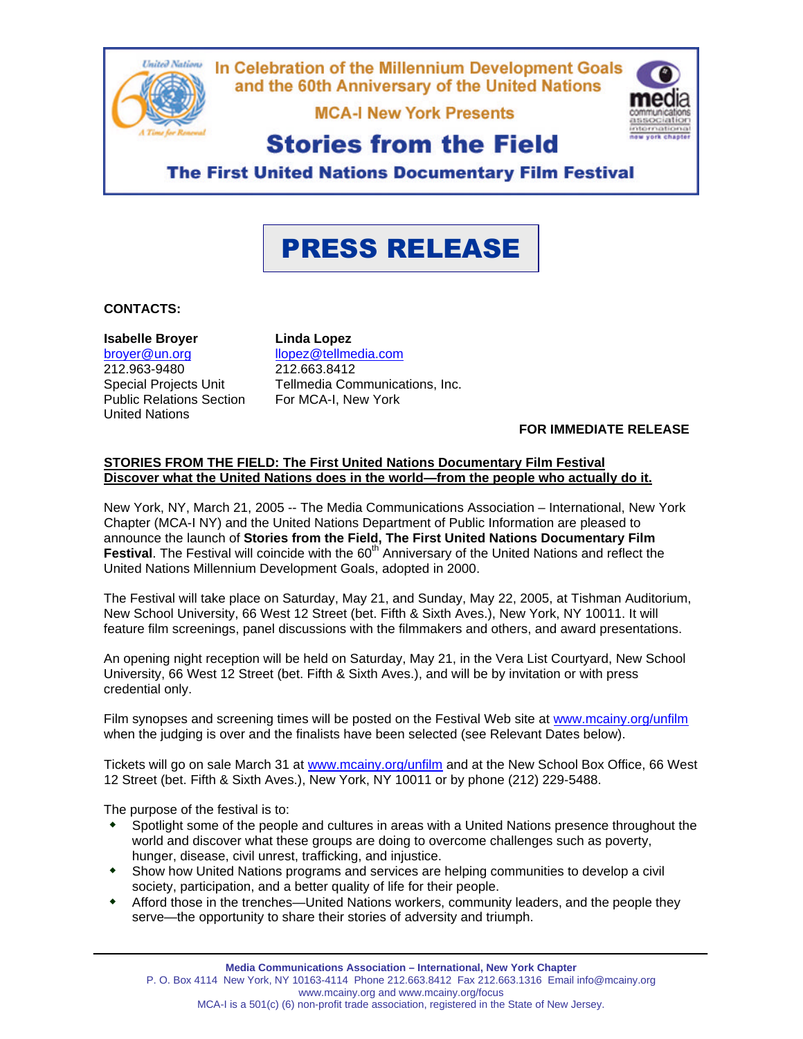In Celebration of the Millennium Development Goals and the 60th Anniversary of the United Nations

MCA-I New York Presents

# Stories from the Field

## The First United Nations Documentary Film Festival

# PRESS RELEASE

**CONTACTS:**

**Isabelle Broyer**
broyer@un.org
212.963-9480
Special Projects Unit
Public Relations Section
United Nations

**Linda Lopez**
llopez@tellmedia.com
212.663.8412
Tellmedia Communications, Inc.
For MCA-I, New York

**FOR IMMEDIATE RELEASE**

**STORIES FROM THE FIELD: The First United Nations Documentary Film Festival**
**Discover what the United Nations does in the world—from the people who actually do it.**

New York, NY, March 21, 2005 -- The Media Communications Association – International, New York Chapter (MCA-I NY) and the United Nations Department of Public Information are pleased to announce the launch of **Stories from the Field, The First United Nations Documentary Film Festival**. The Festival will coincide with the 60th Anniversary of the United Nations and reflect the United Nations Millennium Development Goals, adopted in 2000.

The Festival will take place on Saturday, May 21, and Sunday, May 22, 2005, at Tishman Auditorium, New School University, 66 West 12 Street (bet. Fifth & Sixth Aves.), New York, NY 10011. It will feature film screenings, panel discussions with the filmmakers and others, and award presentations.

An opening night reception will be held on Saturday, May 21, in the Vera List Courtyard, New School University, 66 West 12 Street (bet. Fifth & Sixth Aves.), and will be by invitation or with press credential only.

Film synopses and screening times will be posted on the Festival Web site at www.mcainy.org/unfilm when the judging is over and the finalists have been selected (see Relevant Dates below).

Tickets will go on sale March 31 at www.mcainy.org/unfilm and at the New School Box Office, 66 West 12 Street (bet. Fifth & Sixth Aves.), New York, NY 10011 or by phone (212) 229-5488.

The purpose of the festival is to:

- Spotlight some of the people and cultures in areas with a United Nations presence throughout the world and discover what these groups are doing to overcome challenges such as poverty, hunger, disease, civil unrest, trafficking, and injustice.
- Show how United Nations programs and services are helping communities to develop a civil society, participation, and a better quality of life for their people.
- Afford those in the trenches—United Nations workers, community leaders, and the people they serve—the opportunity to share their stories of adversity and triumph.

**Media Communications Association – International, New York Chapter**
P. O. Box 4114 New York, NY 10163-4114 Phone 212.663.8412 Fax 212.663.1316 Email info@mcainy.org
www.mcainy.org and www.mcainy.org/focus
MCA-I is a 501(c) (6) non-profit trade association, registered in the State of New Jersey.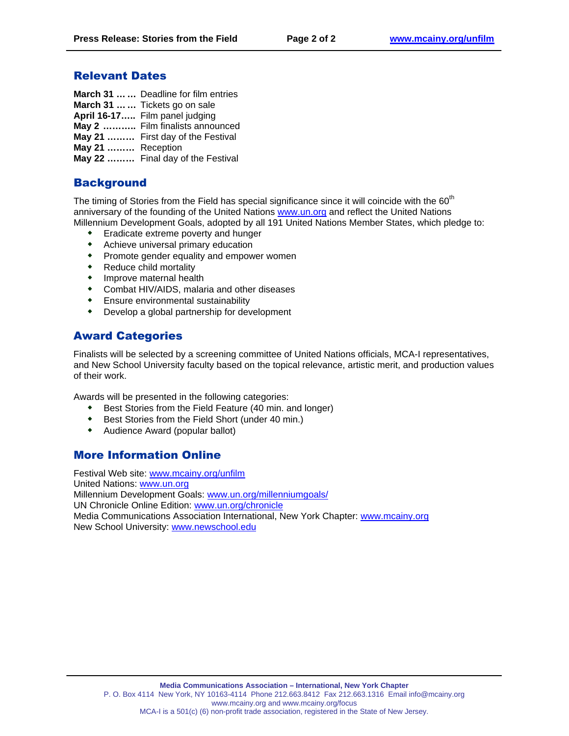## Relevant Dates

**March 31 … …** Deadline for film entries
**March 31 … …** Tickets go on sale
**April 16-17…..** Film panel judging
**May 2 ………..** Film finalists announced
**May 21 ………** First day of the Festival
**May 21 ………** Reception
**May 22 ………** Final day of the Festival

## Background

The timing of Stories from the Field has special significance since it will coincide with the 60th anniversary of the founding of the United Nations www.un.org and reflect the United Nations Millennium Development Goals, adopted by all 191 United Nations Member States, which pledge to:

- Eradicate extreme poverty and hunger
- Achieve universal primary education
- Promote gender equality and empower women
- Reduce child mortality
- Improve maternal health
- Combat HIV/AIDS, malaria and other diseases
- Ensure environmental sustainability
- Develop a global partnership for development

## Award Categories

Finalists will be selected by a screening committee of United Nations officials, MCA-I representatives, and New School University faculty based on the topical relevance, artistic merit, and production values of their work.

Awards will be presented in the following categories:

- Best Stories from the Field Feature (40 min. and longer)
- Best Stories from the Field Short (under 40 min.)
- Audience Award (popular ballot)

## More Information Online

Festival Web site: www.mcainy.org/unfilm
United Nations: www.un.org
Millennium Development Goals: www.un.org/millenniumgoals/
UN Chronicle Online Edition: www.un.org/chronicle
Media Communications Association International, New York Chapter: www.mcainy.org
New School University: www.newschool.edu

**Media Communications Association – International, New York Chapter**
P. O. Box 4114 New York, NY 10163-4114 Phone 212.663.8412 Fax 212.663.1316 Email info@mcainy.org
www.mcainy.org and www.mcainy.org/focus
MCA-I is a 501(c) (6) non-profit trade association, registered in the State of New Jersey.